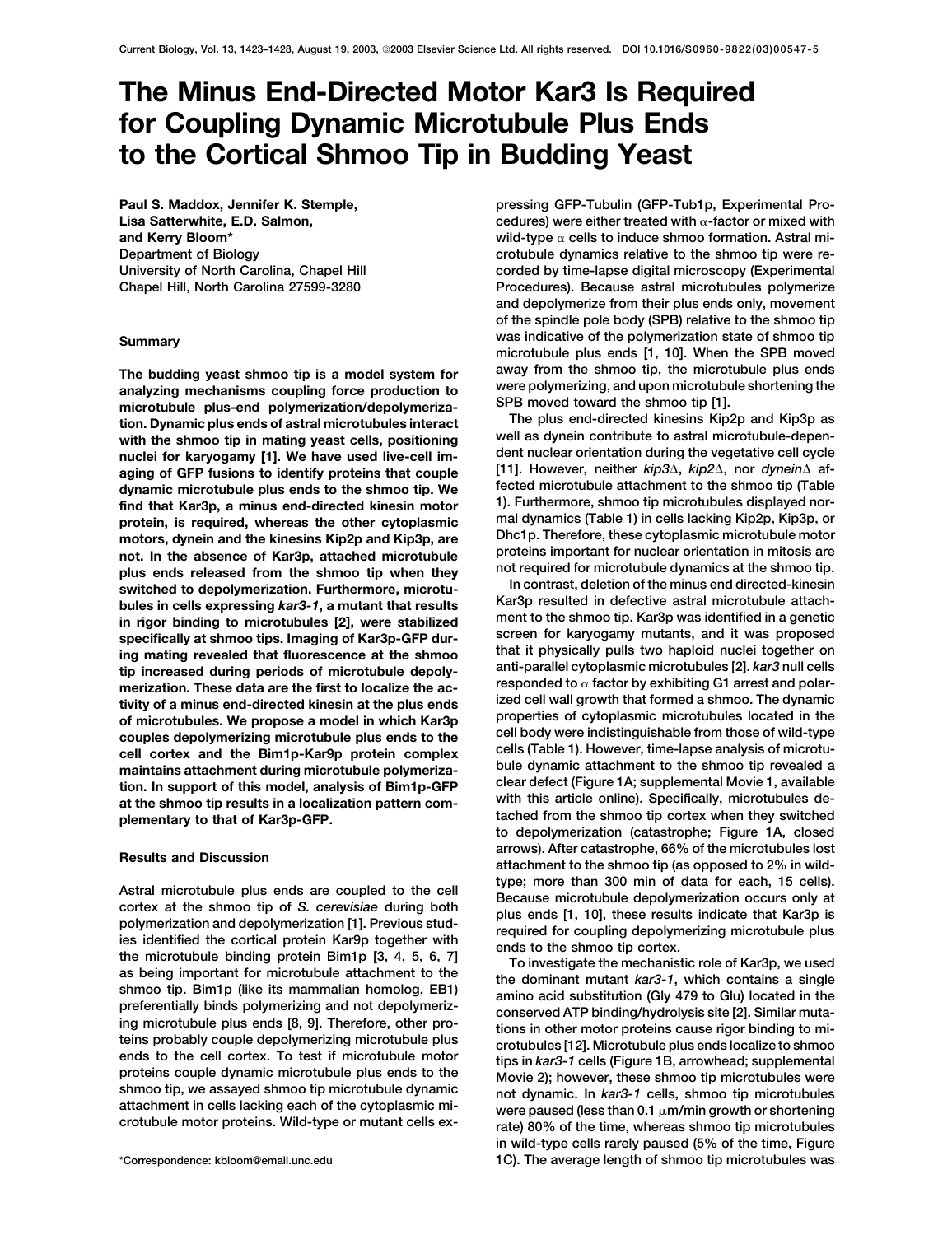# The Minus End-Directed Motor Kar3 Is Required for Coupling Dynamic Microtubule Plus Ends to the Cortical Shmoo Tip in Budding Yeast

**Paul S. Maddox, Jennifer K. Stemple, Lisa Satterwhite, E.D. Salmon, and Kerry Bloom***
Department of Biology
University of North Carolina, Chapel Hill
Chapel Hill, North Carolina 27599-3280

## Summary

The budding yeast shmoo tip is a model system for analyzing mechanisms coupling force production to microtubule plus-end polymerization/depolymerization. Dynamic plus ends of astral microtubules interact with the shmoo tip in mating yeast cells, positioning nuclei for karyogamy [1]. We have used live-cell imaging of GFP fusions to identify proteins that couple dynamic microtubule plus ends to the shmoo tip. We find that Kar3p, a minus end-directed kinesin motor protein, is required, whereas the other cytoplasmic motors, dynein and the kinesins Kip2p and Kip3p, are not. In the absence of Kar3p, attached microtubule plus ends released from the shmoo tip when they switched to depolymerization. Furthermore, microtubules in cells expressing *kar3-1*, a mutant that results in rigor binding to microtubules [2], were stabilized specifically at shmoo tips. Imaging of Kar3p-GFP during mating revealed that fluorescence at the shmoo tip increased during periods of microtubule depolymerization. These data are the first to localize the activity of a minus end-directed kinesin at the plus ends of microtubules. We propose a model in which Kar3p couples depolymerizing microtubule plus ends to the cell cortex and the Bim1p-Kar9p protein complex maintains attachment during microtubule polymerization. In support of this model, analysis of Bim1p-GFP at the shmoo tip results in a localization pattern complementary to that of Kar3p-GFP.

## Results and Discussion

Astral microtubule plus ends are coupled to the cell cortex at the shmoo tip of *S. cerevisiae* during both polymerization and depolymerization [1]. Previous studies identified the cortical protein Kar9p together with the microtubule binding protein Bim1p [3, 4, 5, 6, 7] as being important for microtubule attachment to the shmoo tip. Bim1p (like its mammalian homolog, EB1) preferentially binds polymerizing and not depolymerizing microtubule plus ends [8, 9]. Therefore, other proteins probably couple depolymerizing microtubule plus ends to the cell cortex. To test if microtubule motor proteins couple dynamic microtubule plus ends to the shmoo tip, we assayed shmoo tip microtubule dynamic attachment in cells lacking each of the cytoplasmic microtubule motor proteins. Wild-type or mutant cells expressing GFP-Tubulin (GFP-Tub1p, Experimental Procedures) were either treated with α-factor or mixed with wild-type α cells to induce shmoo formation. Astral microtubule dynamics relative to the shmoo tip were recorded by time-lapse digital microscopy (Experimental Procedures). Because astral microtubules polymerize and depolymerize from their plus ends only, movement of the spindle pole body (SPB) relative to the shmoo tip was indicative of the polymerization state of shmoo tip microtubule plus ends [1, 10]. When the SPB moved away from the shmoo tip, the microtubule plus ends were polymerizing, and upon microtubule shortening the SPB moved toward the shmoo tip [1].

The plus end-directed kinesins Kip2p and Kip3p as well as dynein contribute to astral microtubule-dependent nuclear orientation during the vegetative cell cycle [11]. However, neither *kip3*Δ, *kip2*Δ, nor *dynein*Δ affected microtubule attachment to the shmoo tip (Table 1). Furthermore, shmoo tip microtubules displayed normal dynamics (Table 1) in cells lacking Kip2p, Kip3p, or Dhc1p. Therefore, these cytoplasmic microtubule motor proteins important for nuclear orientation in mitosis are not required for microtubule dynamics at the shmoo tip.

In contrast, deletion of the minus end directed-kinesin Kar3p resulted in defective astral microtubule attachment to the shmoo tip. Kar3p was identified in a genetic screen for karyogamy mutants, and it was proposed that it physically pulls two haploid nuclei together on anti-parallel cytoplasmic microtubules [2]. *kar3* null cells responded to α factor by exhibiting G1 arrest and polarized cell wall growth that formed a shmoo. The dynamic properties of cytoplasmic microtubules located in the cell body were indistinguishable from those of wild-type cells (Table 1). However, time-lapse analysis of microtubule dynamic attachment to the shmoo tip revealed a clear defect (Figure 1A; supplemental Movie 1, available with this article online). Specifically, microtubules detached from the shmoo tip cortex when they switched to depolymerization (catastrophe; Figure 1A, closed arrows). After catastrophe, 66% of the microtubules lost attachment to the shmoo tip (as opposed to 2% in wild-type; more than 300 min of data for each, 15 cells). Because microtubule depolymerization occurs only at plus ends [1, 10], these results indicate that Kar3p is required for coupling depolymerizing microtubule plus ends to the shmoo tip cortex.

To investigate the mechanistic role of Kar3p, we used the dominant mutant *kar3-1*, which contains a single amino acid substitution (Gly 479 to Glu) located in the conserved ATP binding/hydrolysis site [2]. Similar mutations in other motor proteins cause rigor binding to microtubules [12]. Microtubule plus ends localize to shmoo tips in *kar3-1* cells (Figure 1B, arrowhead; supplemental Movie 2); however, these shmoo tip microtubules were not dynamic. In *kar3-1* cells, shmoo tip microtubules were paused (less than 0.1 μm/min growth or shortening rate) 80% of the time, whereas shmoo tip microtubules in wild-type cells rarely paused (5% of the time, Figure 1C). The average length of shmoo tip microtubules was

*Correspondence: kbloom@email.unc.edu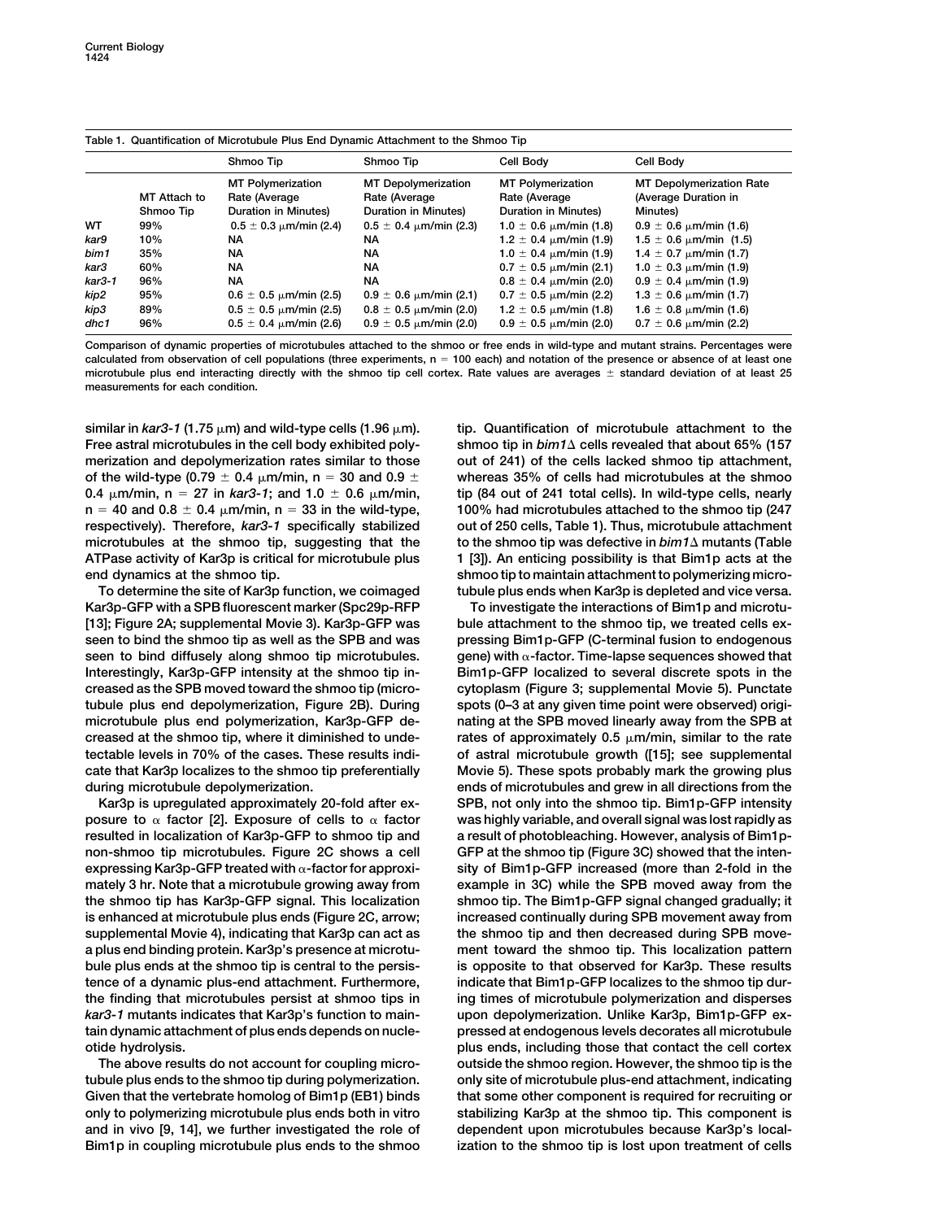**Table 1. Quantification of Microtubule Plus End Dynamic Attachment to the Shmoo Tip**

| | | Shmoo Tip | Shmoo Tip | Cell Body | Cell Body |
|---|---|---|---|---|---|
| | MT Attach to Shmoo Tip | MT Polymerization Rate (Average Duration in Minutes) | MT Depolymerization Rate (Average Duration in Minutes) | MT Polymerization Rate (Average Duration in Minutes) | MT Depolymerization Rate (Average Duration in Minutes) |
| WT | 99% | $0.5 \pm 0.3$ μm/min (2.4) | $0.5 \pm 0.4$ μm/min (2.3) | $1.0 \pm 0.6$ μm/min (1.8) | $0.9 \pm 0.6$ μm/min (1.6) |
| *kar9* | 10% | NA | NA | $1.2 \pm 0.4$ μm/min (1.9) | $1.5 \pm 0.6$ μm/min (1.5) |
| *bim1* | 35% | NA | NA | $1.0 \pm 0.4$ μm/min (1.9) | $1.4 \pm 0.7$ μm/min (1.7) |
| *kar3* | 60% | NA | NA | $0.7 \pm 0.5$ μm/min (2.1) | $1.0 \pm 0.3$ μm/min (1.9) |
| *kar3-1* | 96% | NA | NA | $0.8 \pm 0.4$ μm/min (2.0) | $0.9 \pm 0.4$ μm/min (1.9) |
| *kip2* | 95% | $0.6 \pm 0.5$ μm/min (2.5) | $0.9 \pm 0.6$ μm/min (2.1) | $0.7 \pm 0.5$ μm/min (2.2) | $1.3 \pm 0.6$ μm/min (1.7) |
| *kip3* | 89% | $0.5 \pm 0.5$ μm/min (2.5) | $0.8 \pm 0.5$ μm/min (2.0) | $1.2 \pm 0.5$ μm/min (1.8) | $1.6 \pm 0.8$ μm/min (1.6) |
| *dhc1* | 96% | $0.5 \pm 0.4$ μm/min (2.6) | $0.9 \pm 0.5$ μm/min (2.0) | $0.9 \pm 0.5$ μm/min (2.0) | $0.7 \pm 0.6$ μm/min (2.2) |

Comparison of dynamic properties of microtubules attached to the shmoo or free ends in wild-type and mutant strains. Percentages were calculated from observation of cell populations (three experiments, $n = 100$ each) and notation of the presence or absence of at least one microtubule plus end interacting directly with the shmoo tip cell cortex. Rate values are averages ± standard deviation of at least 25 measurements for each condition.

similar in *kar3-1* (1.75 μm) and wild-type cells (1.96 μm). Free astral microtubules in the cell body exhibited polymerization and depolymerization rates similar to those of the wild-type ($0.79 \pm 0.4$ μm/min, $n = 30$ and $0.9 \pm 0.4$ μm/min, $n = 27$ in *kar3-1*; and $1.0 \pm 0.6$ μm/min, $n = 40$ and $0.8 \pm 0.4$ μm/min, $n = 33$ in the wild-type, respectively). Therefore, *kar3-1* specifically stabilized microtubules at the shmoo tip, suggesting that the ATPase activity of Kar3p is critical for microtubule plus end dynamics at the shmoo tip.

To determine the site of Kar3p function, we coimaged Kar3p-GFP with a SPB fluorescent marker (Spc29p-RFP [13]; Figure 2A; supplemental Movie 3). Kar3p-GFP was seen to bind the shmoo tip as well as the SPB and was seen to bind diffusely along shmoo tip microtubules. Interestingly, Kar3p-GFP intensity at the shmoo tip increased as the SPB moved toward the shmoo tip (microtubule plus end depolymerization, Figure 2B). During microtubule plus end polymerization, Kar3p-GFP decreased at the shmoo tip, where it diminished to undetectable levels in 70% of the cases. These results indicate that Kar3p localizes to the shmoo tip preferentially during microtubule depolymerization.

Kar3p is upregulated approximately 20-fold after exposure to α factor [2]. Exposure of cells to α factor resulted in localization of Kar3p-GFP to shmoo tip and non-shmoo tip microtubules. Figure 2C shows a cell expressing Kar3p-GFP treated with α-factor for approximately 3 hr. Note that a microtubule growing away from the shmoo tip has Kar3p-GFP signal. This localization is enhanced at microtubule plus ends (Figure 2C, arrow; supplemental Movie 4), indicating that Kar3p can act as a plus end binding protein. Kar3p's presence at microtubule plus ends at the shmoo tip is central to the persistence of a dynamic plus-end attachment. Furthermore, the finding that microtubules persist at shmoo tips in *kar3-1* mutants indicates that Kar3p's function to maintain dynamic attachment of plus ends depends on nucleotide hydrolysis.

The above results do not account for coupling microtubule plus ends to the shmoo tip during polymerization. Given that the vertebrate homolog of Bim1p (EB1) binds only to polymerizing microtubule plus ends both in vitro and in vivo [9, 14], we further investigated the role of Bim1p in coupling microtubule plus ends to the shmoo tip. Quantification of microtubule attachment to the shmoo tip in *bim1*Δ cells revealed that about 65% (157 out of 241) of the cells lacked shmoo tip attachment, whereas 35% of cells had microtubules at the shmoo tip (84 out of 241 total cells). In wild-type cells, nearly 100% had microtubules attached to the shmoo tip (247 out of 250 cells, Table 1). Thus, microtubule attachment to the shmoo tip was defective in *bim1*Δ mutants (Table 1 [3]). An enticing possibility is that Bim1p acts at the shmoo tip to maintain attachment to polymerizing microtubule plus ends when Kar3p is depleted and vice versa.

To investigate the interactions of Bim1p and microtubule attachment to the shmoo tip, we treated cells expressing Bim1p-GFP (C-terminal fusion to endogenous gene) with α-factor. Time-lapse sequences showed that Bim1p-GFP localized to several discrete spots in the cytoplasm (Figure 3; supplemental Movie 5). Punctate spots (0–3 at any given time point were observed) originating at the SPB moved linearly away from the SPB at rates of approximately 0.5 μm/min, similar to the rate of astral microtubule growth ([15]; see supplemental Movie 5). These spots probably mark the growing plus ends of microtubules and grew in all directions from the SPB, not only into the shmoo tip. Bim1p-GFP intensity was highly variable, and overall signal was lost rapidly as a result of photobleaching. However, analysis of Bim1p-GFP at the shmoo tip (Figure 3C) showed that the intensity of Bim1p-GFP increased (more than 2-fold in the example in 3C) while the SPB moved away from the shmoo tip. The Bim1p-GFP signal changed gradually; it increased continually during SPB movement away from the shmoo tip and then decreased during SPB movement toward the shmoo tip. This localization pattern is opposite to that observed for Kar3p. These results indicate that Bim1p-GFP localizes to the shmoo tip during times of microtubule polymerization and disperses upon depolymerization. Unlike Kar3p, Bim1p-GFP expressed at endogenous levels decorates all microtubule plus ends, including those that contact the cell cortex outside the shmoo region. However, the shmoo tip is the only site of microtubule plus-end attachment, indicating that some other component is required for recruiting or stabilizing Kar3p at the shmoo tip. This component is dependent upon microtubules because Kar3p's localization to the shmoo tip is lost upon treatment of cells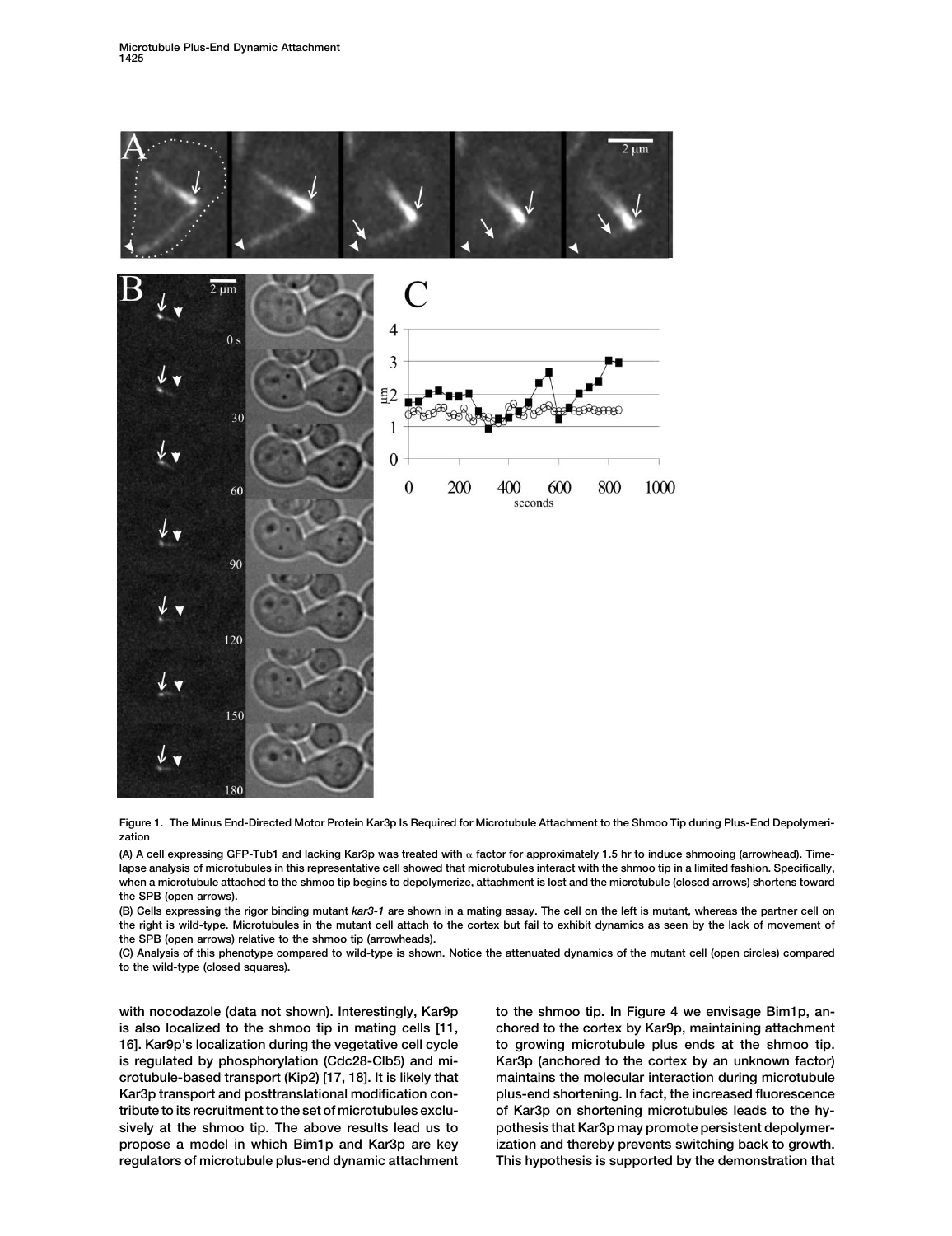**Figure 1. The Minus End-Directed Motor Protein Kar3p Is Required for Microtubule Attachment to the Shmoo Tip during Plus-End Depolymerization**

(A) A cell expressing GFP-Tub1 and lacking Kar3p was treated with α factor for approximately 1.5 hr to induce shmooing (arrowhead). Time-lapse analysis of microtubules in this representative cell showed that microtubules interact with the shmoo tip in a limited fashion. Specifically, when a microtubule attached to the shmoo tip begins to depolymerize, attachment is lost and the microtubule (closed arrows) shortens toward the SPB (open arrows).

(B) Cells expressing the rigor binding mutant *kar3-1* are shown in a mating assay. The cell on the left is mutant, whereas the partner cell on the right is wild-type. Microtubules in the mutant cell attach to the cortex but fail to exhibit dynamics as seen by the lack of movement of the SPB (open arrows) relative to the shmoo tip (arrowheads).

(C) Analysis of this phenotype compared to wild-type is shown. Notice the attenuated dynamics of the mutant cell (open circles) compared to the wild-type (closed squares).

with nocodazole (data not shown). Interestingly, Kar9p is also localized to the shmoo tip in mating cells [11, 16]. Kar9p's localization during the vegetative cell cycle is regulated by phosphorylation (Cdc28-Clb5) and microtubule-based transport (Kip2) [17, 18]. It is likely that Kar3p transport and posttranslational modification contribute to its recruitment to the set of microtubules exclusively at the shmoo tip. The above results lead us to propose a model in which Bim1p and Kar3p are key regulators of microtubule plus-end dynamic attachment to the shmoo tip. In Figure 4 we envisage Bim1p, anchored to the cortex by Kar9p, maintaining attachment to growing microtubule plus ends at the shmoo tip. Kar3p (anchored to the cortex by an unknown factor) maintains the molecular interaction during microtubule plus-end shortening. In fact, the increased fluorescence of Kar3p on shortening microtubules leads to the hypothesis that Kar3p may promote persistent depolymerization and thereby prevents switching back to growth. This hypothesis is supported by the demonstration that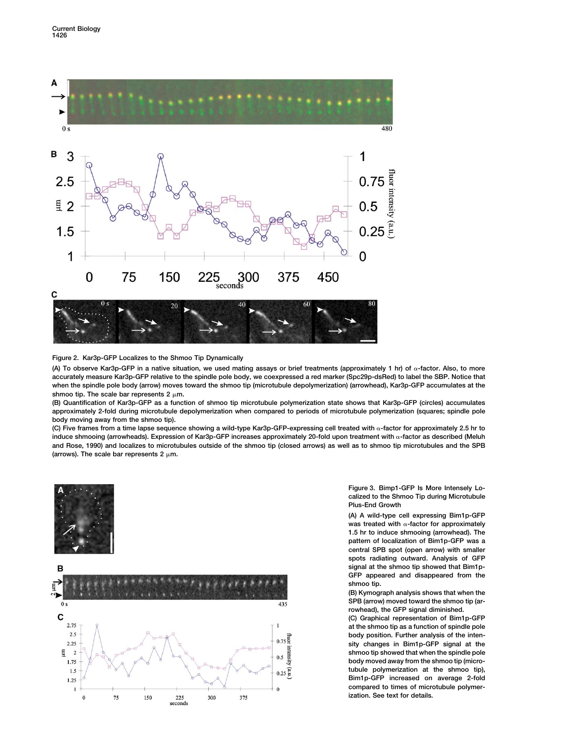Figure 2. Kar3p-GFP Localizes to the Shmoo Tip Dynamically

(A) To observe Kar3p-GFP in a native situation, we used mating assays or brief treatments (approximately 1 hr) of α-factor. Also, to more accurately measure Kar3p-GFP relative to the spindle pole body, we coexpressed a red marker (Spc29p-dsRed) to label the SBP. Notice that when the spindle pole body (arrow) moves toward the shmoo tip (microtubule depolymerization) (arrowhead), Kar3p-GFP accumulates at the shmoo tip. The scale bar represents 2 μm.

(B) Quantification of Kar3p-GFP as a function of shmoo tip microtubule polymerization state shows that Kar3p-GFP (circles) accumulates approximately 2-fold during microtubule depolymerization when compared to periods of microtubule polymerization (squares; spindle pole body moving away from the shmoo tip).

(C) Five frames from a time lapse sequence showing a wild-type Kar3p-GFP-expressing cell treated with α-factor for approximately 2.5 hr to induce shmooing (arrowheads). Expression of Kar3p-GFP increases approximately 20-fold upon treatment with α-factor as described (Meluh and Rose, 1990) and localizes to microtubules outside of the shmoo tip (closed arrows) as well as to shmoo tip microtubules and the SPB (arrows). The scale bar represents 2 μm.

Figure 3. Bimp1-GFP Is More Intensely Localized to the Shmoo Tip during Microtubule Plus-End Growth

(A) A wild-type cell expressing Bim1p-GFP was treated with α-factor for approximately 1.5 hr to induce shmooing (arrowhead). The pattern of localization of Bim1p-GFP was a central SPB spot (open arrow) with smaller spots radiating outward. Analysis of GFP signal at the shmoo tip showed that Bim1p-GFP appeared and disappeared from the shmoo tip.

(B) Kymograph analysis shows that when the SPB (arrow) moved toward the shmoo tip (arrowhead), the GFP signal diminished.

(C) Graphical representation of Bim1p-GFP at the shmoo tip as a function of spindle pole body position. Further analysis of the intensity changes in Bim1p-GFP signal at the shmoo tip showed that when the spindle pole body moved away from the shmoo tip (microtubule polymerization at the shmoo tip), Bim1p-GFP increased on average 2-fold compared to times of microtubule polymerization. See text for details.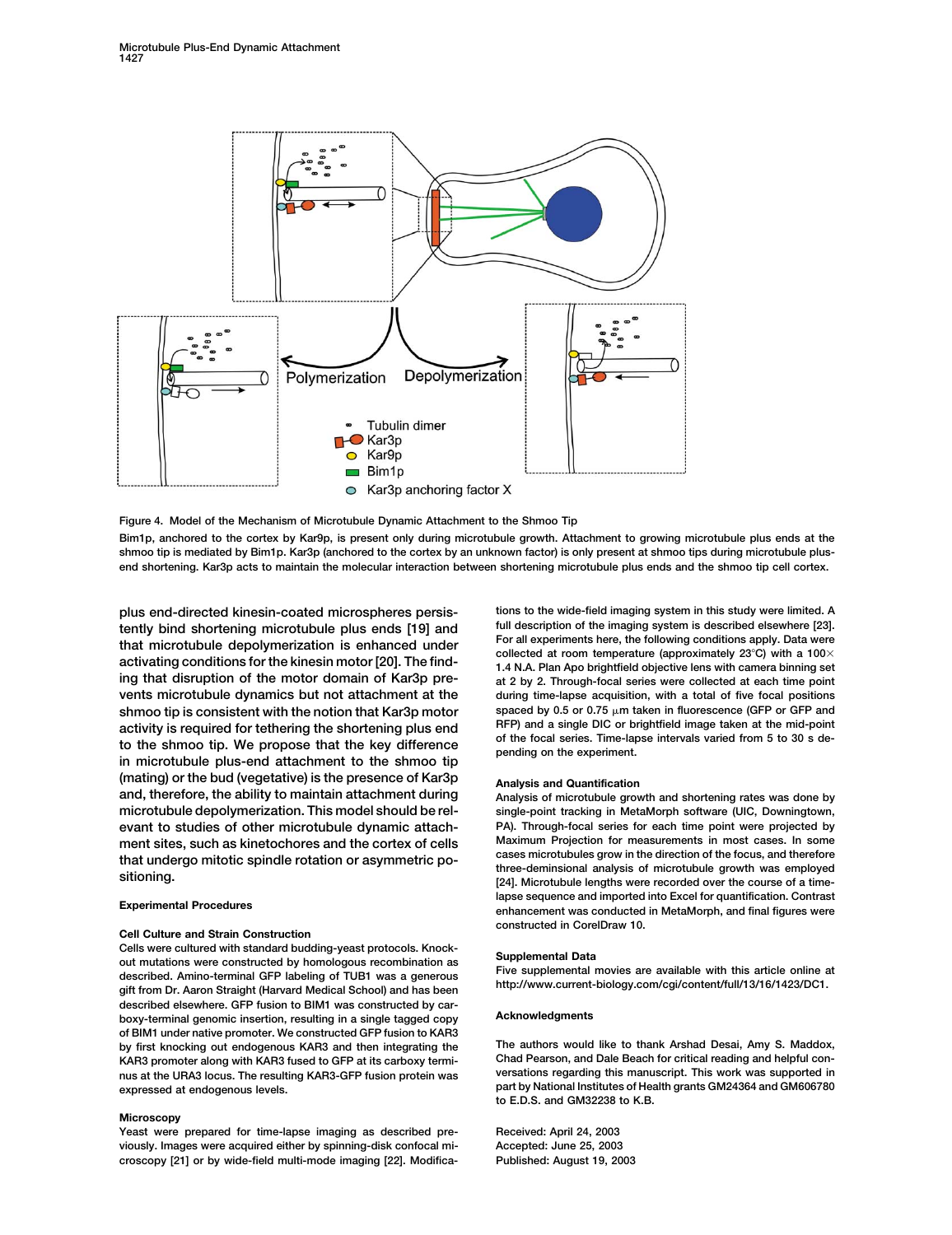Figure 4. Model of the Mechanism of Microtubule Dynamic Attachment to the Shmoo Tip

Bim1p, anchored to the cortex by Kar9p, is present only during microtubule growth. Attachment to growing microtubule plus ends at the shmoo tip is mediated by Bim1p. Kar3p (anchored to the cortex by an unknown factor) is only present at shmoo tips during microtubule plus-end shortening. Kar3p acts to maintain the molecular interaction between shortening microtubule plus ends and the shmoo tip cell cortex.

plus end-directed kinesin-coated microspheres persistently bind shortening microtubule plus ends [19] and that microtubule depolymerization is enhanced under activating conditions for the kinesin motor [20]. The finding that disruption of the motor domain of Kar3p prevents microtubule dynamics but not attachment at the shmoo tip is consistent with the notion that Kar3p motor activity is required for tethering the shortening plus end to the shmoo tip. We propose that the key difference in microtubule plus-end attachment to the shmoo tip (mating) or the bud (vegetative) is the presence of Kar3p and, therefore, the ability to maintain attachment during microtubule depolymerization. This model should be relevant to studies of other microtubule dynamic attachment sites, such as kinetochores and the cortex of cells that undergo mitotic spindle rotation or asymmetric positioning.

## Experimental Procedures

### Cell Culture and Strain Construction

Cells were cultured with standard budding-yeast protocols. Knockout mutations were constructed by homologous recombination as described. Amino-terminal GFP labeling of TUB1 was a generous gift from Dr. Aaron Straight (Harvard Medical School) and has been described elsewhere. GFP fusion to BIM1 was constructed by carboxy-terminal genomic insertion, resulting in a single tagged copy of BIM1 under native promoter. We constructed GFP fusion to KAR3 by first knocking out endogenous KAR3 and then integrating the KAR3 promoter along with KAR3 fused to GFP at its carboxy terminus at the URA3 locus. The resulting KAR3-GFP fusion protein was expressed at endogenous levels.

### Microscopy

Yeast were prepared for time-lapse imaging as described previously. Images were acquired either by spinning-disk confocal microscopy [21] or by wide-field multi-mode imaging [22]. Modifications to the wide-field imaging system in this study were limited. A full description of the imaging system is described elsewhere [23]. For all experiments here, the following conditions apply. Data were collected at room temperature (approximately 23°C) with a 100× 1.4 N.A. Plan Apo brightfield objective lens with camera binning set at 2 by 2. Through-focal series were collected at each time point during time-lapse acquisition, with a total of five focal positions spaced by 0.5 or 0.75 μm taken in fluorescence (GFP or GFP and RFP) and a single DIC or brightfield image taken at the mid-point of the focal series. Time-lapse intervals varied from 5 to 30 s depending on the experiment.

### Analysis and Quantification

Analysis of microtubule growth and shortening rates was done by single-point tracking in MetaMorph software (UIC, Downingtown, PA). Through-focal series for each time point were projected by Maximum Projection for measurements in most cases. In some cases microtubules grow in the direction of the focus, and therefore three-deminsional analysis of microtubule growth was employed [24]. Microtubule lengths were recorded over the course of a time-lapse sequence and imported into Excel for quantification. Contrast enhancement was conducted in MetaMorph, and final figures were constructed in CorelDraw 10.

### Supplemental Data

Five supplemental movies are available with this article online at http://www.current-biology.com/cgi/content/full/13/16/1423/DC1.

### Acknowledgments

The authors would like to thank Arshad Desai, Amy S. Maddox, Chad Pearson, and Dale Beach for critical reading and helpful conversations regarding this manuscript. This work was supported in part by National Institutes of Health grants GM24364 and GM606780 to E.D.S. and GM32238 to K.B.

Received: April 24, 2003
Accepted: June 25, 2003
Published: August 19, 2003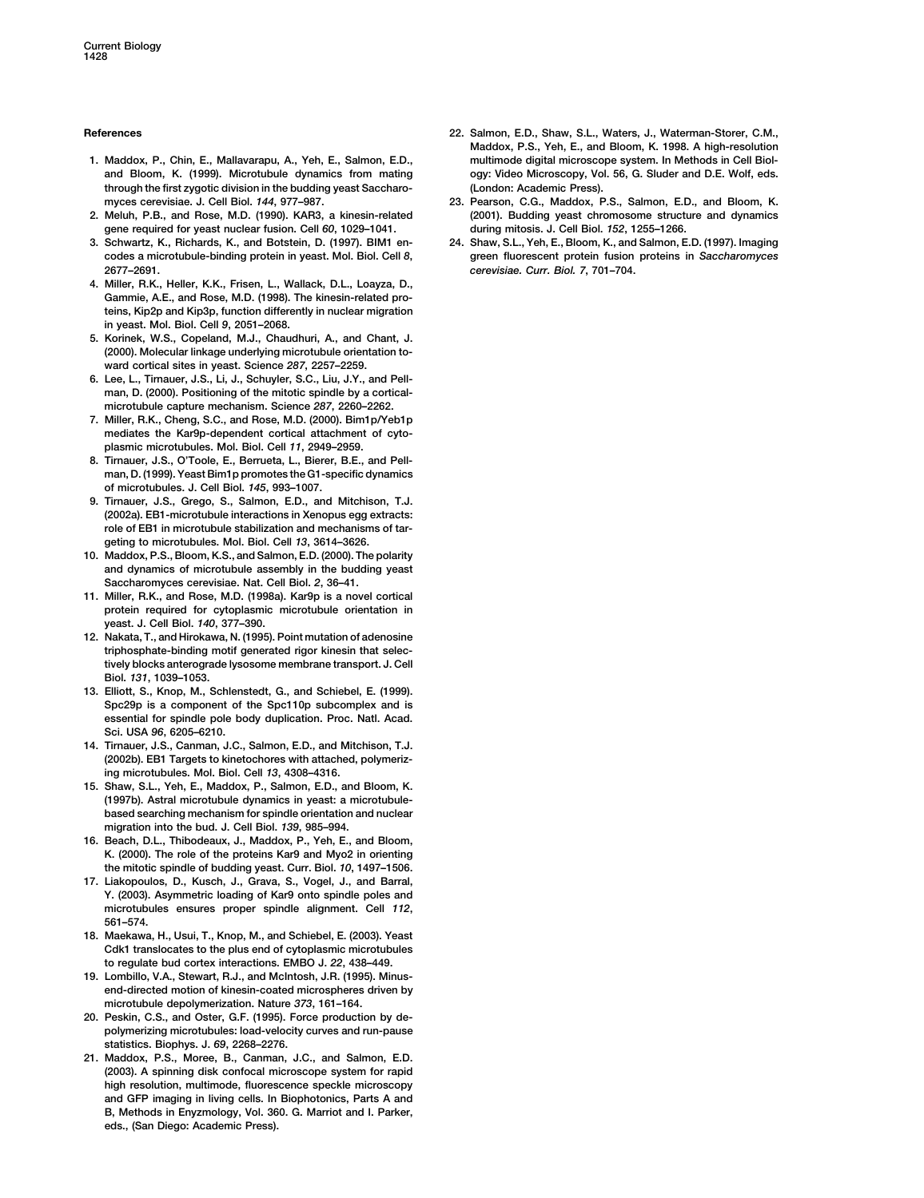## References

1. Maddox, P., Chin, E., Mallavarapu, A., Yeh, E., Salmon, E.D., and Bloom, K. (1999). Microtubule dynamics from mating through the first zygotic division in the budding yeast Saccharomyces cerevisiae. J. Cell Biol. *144*, 977–987.
2. Meluh, P.B., and Rose, M.D. (1990). KAR3, a kinesin-related gene required for yeast nuclear fusion. Cell *60*, 1029–1041.
3. Schwartz, K., Richards, K., and Botstein, D. (1997). BIM1 encodes a microtubule-binding protein in yeast. Mol. Biol. Cell *8*, 2677–2691.
4. Miller, R.K., Heller, K.K., Frisen, L., Wallack, D.L., Loayza, D., Gammie, A.E., and Rose, M.D. (1998). The kinesin-related proteins, Kip2p and Kip3p, function differently in nuclear migration in yeast. Mol. Biol. Cell *9*, 2051–2068.
5. Korinek, W.S., Copeland, M.J., Chaudhuri, A., and Chant, J. (2000). Molecular linkage underlying microtubule orientation toward cortical sites in yeast. Science *287*, 2257–2259.
6. Lee, L., Tirnauer, J.S., Li, J., Schuyler, S.C., Liu, J.Y., and Pellman, D. (2000). Positioning of the mitotic spindle by a cortical-microtubule capture mechanism. Science *287*, 2260–2262.
7. Miller, R.K., Cheng, S.C., and Rose, M.D. (2000). Bim1p/Yeb1p mediates the Kar9p-dependent cortical attachment of cytoplasmic microtubules. Mol. Biol. Cell *11*, 2949–2959.
8. Tirnauer, J.S., O'Toole, E., Berrueta, L., Bierer, B.E., and Pellman, D. (1999). Yeast Bim1p promotes the G1-specific dynamics of microtubules. J. Cell Biol. *145*, 993–1007.
9. Tirnauer, J.S., Grego, S., Salmon, E.D., and Mitchison, T.J. (2002a). EB1-microtubule interactions in Xenopus egg extracts: role of EB1 in microtubule stabilization and mechanisms of targeting to microtubules. Mol. Biol. Cell *13*, 3614–3626.
10. Maddox, P.S., Bloom, K.S., and Salmon, E.D. (2000). The polarity and dynamics of microtubule assembly in the budding yeast Saccharomyces cerevisiae. Nat. Cell Biol. *2*, 36–41.
11. Miller, R.K., and Rose, M.D. (1998a). Kar9p is a novel cortical protein required for cytoplasmic microtubule orientation in yeast. J. Cell Biol. *140*, 377–390.
12. Nakata, T., and Hirokawa, N. (1995). Point mutation of adenosine triphosphate-binding motif generated rigor kinesin that selectively blocks anterograde lysosome membrane transport. J. Cell Biol. *131*, 1039–1053.
13. Elliott, S., Knop, M., Schlenstedt, G., and Schiebel, E. (1999). Spc29p is a component of the Spc110p subcomplex and is essential for spindle pole body duplication. Proc. Natl. Acad. Sci. USA *96*, 6205–6210.
14. Tirnauer, J.S., Canman, J.C., Salmon, E.D., and Mitchison, T.J. (2002b). EB1 Targets to kinetochores with attached, polymerizing microtubules. Mol. Biol. Cell *13*, 4308–4316.
15. Shaw, S.L., Yeh, E., Maddox, P., Salmon, E.D., and Bloom, K. (1997b). Astral microtubule dynamics in yeast: a microtubule-based searching mechanism for spindle orientation and nuclear migration into the bud. J. Cell Biol. *139*, 985–994.
16. Beach, D.L., Thibodeaux, J., Maddox, P., Yeh, E., and Bloom, K. (2000). The role of the proteins Kar9 and Myo2 in orienting the mitotic spindle of budding yeast. Curr. Biol. *10*, 1497–1506.
17. Liakopoulos, D., Kusch, J., Grava, S., Vogel, J., and Barral, Y. (2003). Asymmetric loading of Kar9 onto spindle poles and microtubules ensures proper spindle alignment. Cell *112*, 561–574.
18. Maekawa, H., Usui, T., Knop, M., and Schiebel, E. (2003). Yeast Cdk1 translocates to the plus end of cytoplasmic microtubules to regulate bud cortex interactions. EMBO J. *22*, 438–449.
19. Lombillo, V.A., Stewart, R.J., and McIntosh, J.R. (1995). Minus-end-directed motion of kinesin-coated microspheres driven by microtubule depolymerization. Nature *373*, 161–164.
20. Peskin, C.S., and Oster, G.F. (1995). Force production by depolymerizing microtubules: load-velocity curves and run-pause statistics. Biophys. J. *69*, 2268–2276.
21. Maddox, P.S., Moree, B., Canman, J.C., and Salmon, E.D. (2003). A spinning disk confocal microscope system for rapid high resolution, multimode, fluorescence speckle microscopy and GFP imaging in living cells. In Biophotonics, Parts A and B, Methods in Enyzmology, Vol. 360. G. Marriot and I. Parker, eds., (San Diego: Academic Press).
22. Salmon, E.D., Shaw, S.L., Waters, J., Waterman-Storer, C.M., Maddox, P.S., Yeh, E., and Bloom, K. 1998. A high-resolution multimode digital microscope system. In Methods in Cell Biology: Video Microscopy, Vol. 56, G. Sluder and D.E. Wolf, eds. (London: Academic Press).
23. Pearson, C.G., Maddox, P.S., Salmon, E.D., and Bloom, K. (2001). Budding yeast chromosome structure and dynamics during mitosis. J. Cell Biol. *152*, 1255–1266.
24. Shaw, S.L., Yeh, E., Bloom, K., and Salmon, E.D. (1997). Imaging green fluorescent protein fusion proteins in *Saccharomyces cerevisiae. Curr. Biol. 7*, 701–704.